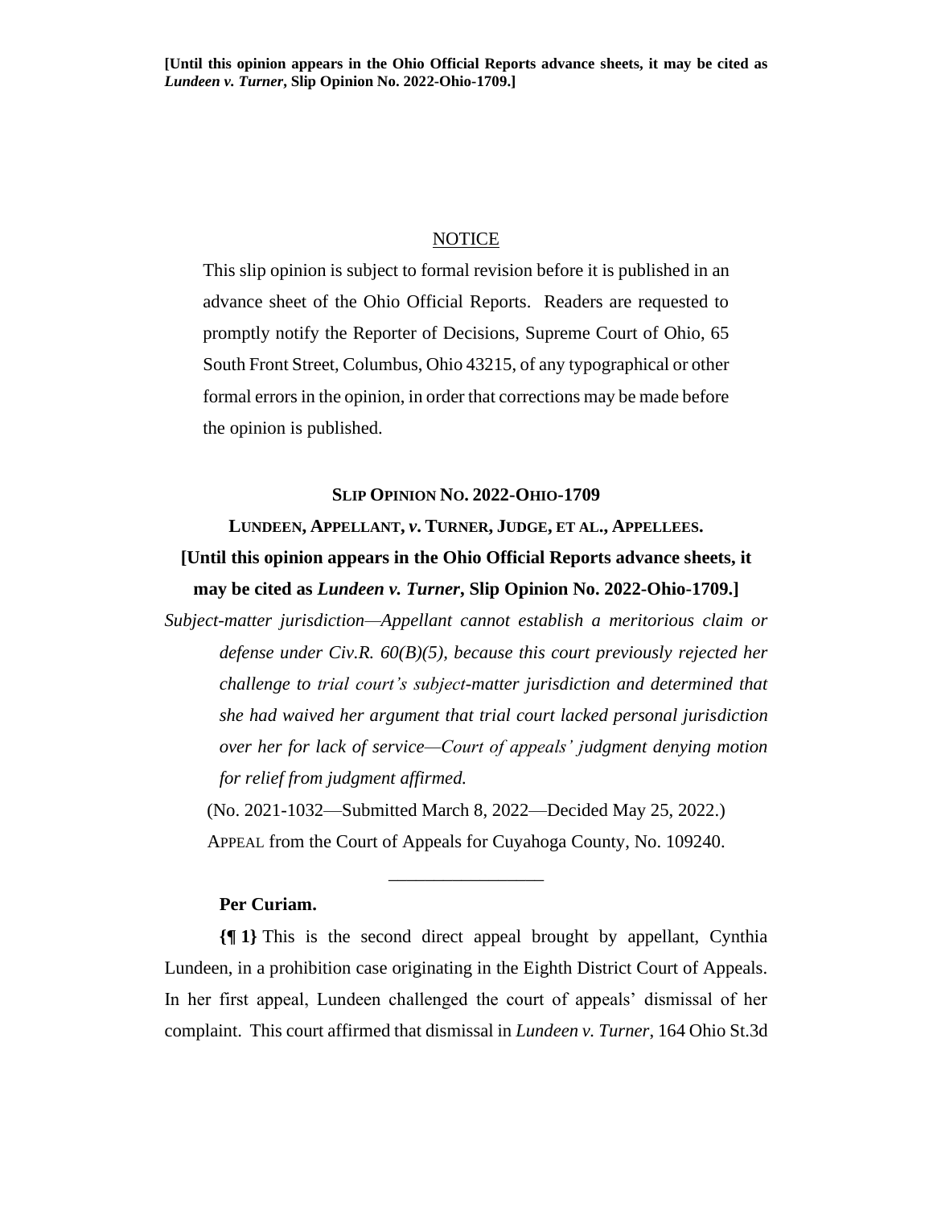**[Until this opinion appears in the Ohio Official Reports advance sheets, it may be cited as *Lundeen v. Turner*, Slip Opinion No. 2022-Ohio-1709.]**

NOTICE

This slip opinion is subject to formal revision before it is published in an advance sheet of the Ohio Official Reports. Readers are requested to promptly notify the Reporter of Decisions, Supreme Court of Ohio, 65 South Front Street, Columbus, Ohio 43215, of any typographical or other formal errors in the opinion, in order that corrections may be made before the opinion is published.

**SLIP OPINION NO. 2022-OHIO-1709**

**LUNDEEN, APPELLANT, *v.* TURNER, JUDGE, ET AL., APPELLEES.**

**[Until this opinion appears in the Ohio Official Reports advance sheets, it may be cited as *Lundeen v. Turner*, Slip Opinion No. 2022-Ohio-1709.]**

*Subject-matter jurisdiction—Appellant cannot establish a meritorious claim or defense under Civ.R. 60(B)(5), because this court previously rejected her challenge to trial court's subject-matter jurisdiction and determined that she had waived her argument that trial court lacked personal jurisdiction over her for lack of service—Court of appeals' judgment denying motion for relief from judgment affirmed.*

(No. 2021-1032—Submitted March 8, 2022—Decided May 25, 2022.)

APPEAL from the Court of Appeals for Cuyahoga County, No. 109240.

\_\_\_\_\_\_\_\_\_\_\_\_\_\_\_\_\_\_

**Per Curiam.**

**{¶ 1}** This is the second direct appeal brought by appellant, Cynthia Lundeen, in a prohibition case originating in the Eighth District Court of Appeals. In her first appeal, Lundeen challenged the court of appeals' dismissal of her complaint. This court affirmed that dismissal in *Lundeen v. Turner*, 164 Ohio St.3d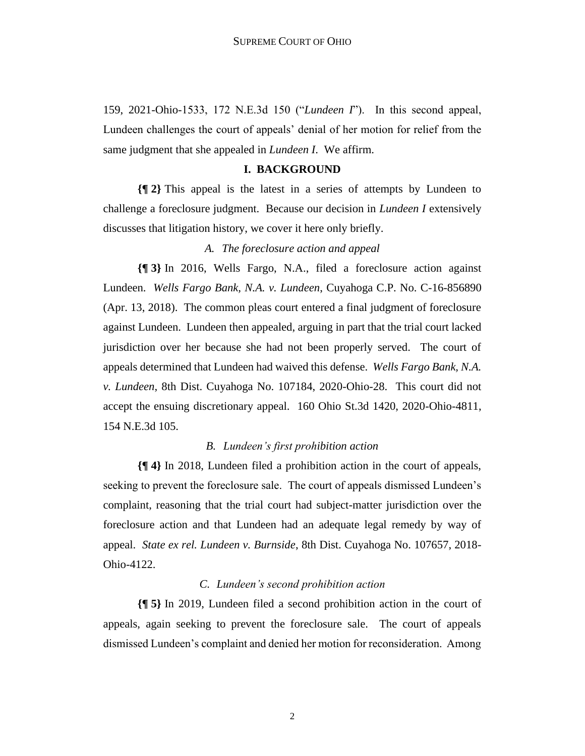159, 2021-Ohio-1533, 172 N.E.3d 150 ("*Lundeen I*"). In this second appeal, Lundeen challenges the court of appeals' denial of her motion for relief from the same judgment that she appealed in *Lundeen I*. We affirm.

## I. BACKGROUND

**{¶ 2}** This appeal is the latest in a series of attempts by Lundeen to challenge a foreclosure judgment. Because our decision in *Lundeen I* extensively discusses that litigation history, we cover it here only briefly.

### *A. The foreclosure action and appeal*

**{¶ 3}** In 2016, Wells Fargo, N.A., filed a foreclosure action against Lundeen. *Wells Fargo Bank, N.A. v. Lundeen*, Cuyahoga C.P. No. C-16-856890 (Apr. 13, 2018). The common pleas court entered a final judgment of foreclosure against Lundeen. Lundeen then appealed, arguing in part that the trial court lacked jurisdiction over her because she had not been properly served. The court of appeals determined that Lundeen had waived this defense. *Wells Fargo Bank, N.A. v. Lundeen*, 8th Dist. Cuyahoga No. 107184, 2020-Ohio-28. This court did not accept the ensuing discretionary appeal. 160 Ohio St.3d 1420, 2020-Ohio-4811, 154 N.E.3d 105.

### *B. Lundeen's first prohibition action*

**{¶ 4}** In 2018, Lundeen filed a prohibition action in the court of appeals, seeking to prevent the foreclosure sale. The court of appeals dismissed Lundeen's complaint, reasoning that the trial court had subject-matter jurisdiction over the foreclosure action and that Lundeen had an adequate legal remedy by way of appeal. *State ex rel. Lundeen v. Burnside*, 8th Dist. Cuyahoga No. 107657, 2018-Ohio-4122.

### *C. Lundeen's second prohibition action*

**{¶ 5}** In 2019, Lundeen filed a second prohibition action in the court of appeals, again seeking to prevent the foreclosure sale. The court of appeals dismissed Lundeen's complaint and denied her motion for reconsideration. Among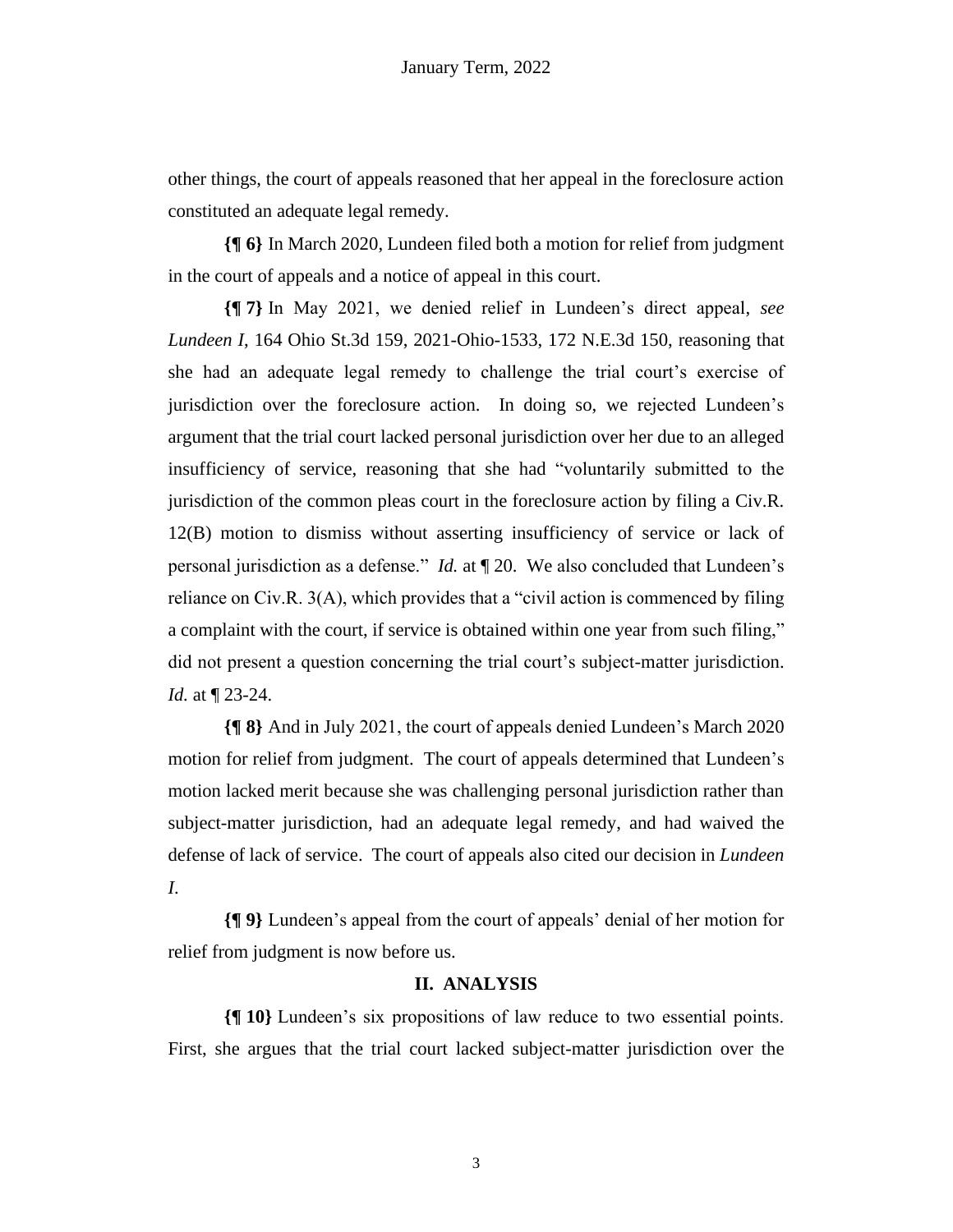other things, the court of appeals reasoned that her appeal in the foreclosure action constituted an adequate legal remedy.

**{¶ 6}** In March 2020, Lundeen filed both a motion for relief from judgment in the court of appeals and a notice of appeal in this court.

**{¶ 7}** In May 2021, we denied relief in Lundeen's direct appeal, *see Lundeen I*, 164 Ohio St.3d 159, 2021-Ohio-1533, 172 N.E.3d 150, reasoning that she had an adequate legal remedy to challenge the trial court's exercise of jurisdiction over the foreclosure action. In doing so, we rejected Lundeen's argument that the trial court lacked personal jurisdiction over her due to an alleged insufficiency of service, reasoning that she had "voluntarily submitted to the jurisdiction of the common pleas court in the foreclosure action by filing a Civ.R. 12(B) motion to dismiss without asserting insufficiency of service or lack of personal jurisdiction as a defense." *Id.* at ¶ 20. We also concluded that Lundeen's reliance on Civ.R. 3(A), which provides that a "civil action is commenced by filing a complaint with the court, if service is obtained within one year from such filing," did not present a question concerning the trial court's subject-matter jurisdiction. *Id.* at ¶ 23-24.

**{¶ 8}** And in July 2021, the court of appeals denied Lundeen's March 2020 motion for relief from judgment. The court of appeals determined that Lundeen's motion lacked merit because she was challenging personal jurisdiction rather than subject-matter jurisdiction, had an adequate legal remedy, and had waived the defense of lack of service. The court of appeals also cited our decision in *Lundeen I*.

**{¶ 9}** Lundeen's appeal from the court of appeals' denial of her motion for relief from judgment is now before us.

## II. ANALYSIS

**{¶ 10}** Lundeen's six propositions of law reduce to two essential points. First, she argues that the trial court lacked subject-matter jurisdiction over the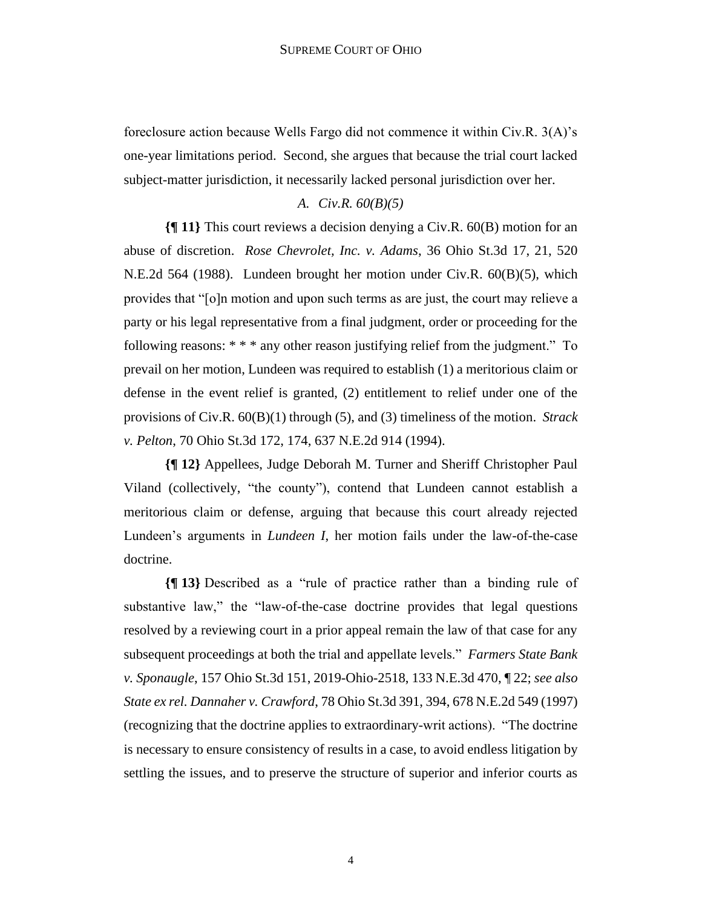foreclosure action because Wells Fargo did not commence it within Civ.R. 3(A)'s one-year limitations period. Second, she argues that because the trial court lacked subject-matter jurisdiction, it necessarily lacked personal jurisdiction over her.

### *A. Civ.R. 60(B)(5)*

**{¶ 11}** This court reviews a decision denying a Civ.R. 60(B) motion for an abuse of discretion. *Rose Chevrolet, Inc. v. Adams*, 36 Ohio St.3d 17, 21, 520 N.E.2d 564 (1988). Lundeen brought her motion under Civ.R. 60(B)(5), which provides that "[o]n motion and upon such terms as are just, the court may relieve a party or his legal representative from a final judgment, order or proceeding for the following reasons: * * * any other reason justifying relief from the judgment." To prevail on her motion, Lundeen was required to establish (1) a meritorious claim or defense in the event relief is granted, (2) entitlement to relief under one of the provisions of Civ.R. 60(B)(1) through (5), and (3) timeliness of the motion. *Strack v. Pelton*, 70 Ohio St.3d 172, 174, 637 N.E.2d 914 (1994).

**{¶ 12}** Appellees, Judge Deborah M. Turner and Sheriff Christopher Paul Viland (collectively, "the county"), contend that Lundeen cannot establish a meritorious claim or defense, arguing that because this court already rejected Lundeen's arguments in *Lundeen I*, her motion fails under the law-of-the-case doctrine.

**{¶ 13}** Described as a "rule of practice rather than a binding rule of substantive law," the "law-of-the-case doctrine provides that legal questions resolved by a reviewing court in a prior appeal remain the law of that case for any subsequent proceedings at both the trial and appellate levels." *Farmers State Bank v. Sponaugle*, 157 Ohio St.3d 151, 2019-Ohio-2518, 133 N.E.3d 470, ¶ 22; *see also State ex rel. Dannaher v. Crawford*, 78 Ohio St.3d 391, 394, 678 N.E.2d 549 (1997) (recognizing that the doctrine applies to extraordinary-writ actions). "The doctrine is necessary to ensure consistency of results in a case, to avoid endless litigation by settling the issues, and to preserve the structure of superior and inferior courts as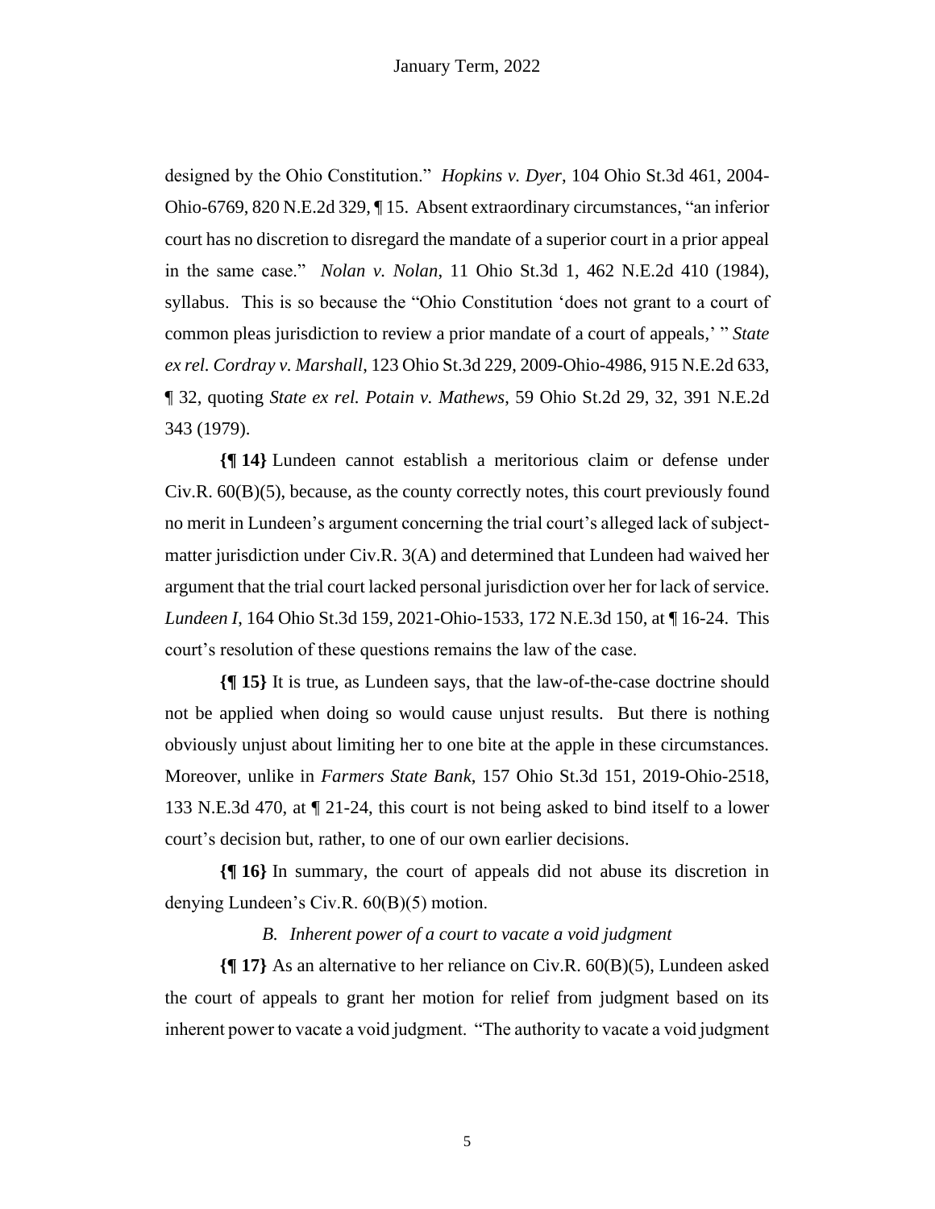designed by the Ohio Constitution." *Hopkins v. Dyer*, 104 Ohio St.3d 461, 2004-Ohio-6769, 820 N.E.2d 329, ¶ 15. Absent extraordinary circumstances, "an inferior court has no discretion to disregard the mandate of a superior court in a prior appeal in the same case." *Nolan v. Nolan*, 11 Ohio St.3d 1, 462 N.E.2d 410 (1984), syllabus. This is so because the "Ohio Constitution 'does not grant to a court of common pleas jurisdiction to review a prior mandate of a court of appeals,' " *State ex rel. Cordray v. Marshall*, 123 Ohio St.3d 229, 2009-Ohio-4986, 915 N.E.2d 633, ¶ 32, quoting *State ex rel. Potain v. Mathews*, 59 Ohio St.2d 29, 32, 391 N.E.2d 343 (1979).

**{¶ 14}** Lundeen cannot establish a meritorious claim or defense under Civ.R. 60(B)(5), because, as the county correctly notes, this court previously found no merit in Lundeen's argument concerning the trial court's alleged lack of subject-matter jurisdiction under Civ.R. 3(A) and determined that Lundeen had waived her argument that the trial court lacked personal jurisdiction over her for lack of service. *Lundeen I*, 164 Ohio St.3d 159, 2021-Ohio-1533, 172 N.E.3d 150, at ¶ 16-24. This court's resolution of these questions remains the law of the case.

**{¶ 15}** It is true, as Lundeen says, that the law-of-the-case doctrine should not be applied when doing so would cause unjust results. But there is nothing obviously unjust about limiting her to one bite at the apple in these circumstances. Moreover, unlike in *Farmers State Bank*, 157 Ohio St.3d 151, 2019-Ohio-2518, 133 N.E.3d 470, at ¶ 21-24, this court is not being asked to bind itself to a lower court's decision but, rather, to one of our own earlier decisions.

**{¶ 16}** In summary, the court of appeals did not abuse its discretion in denying Lundeen's Civ.R. 60(B)(5) motion.

### *B. Inherent power of a court to vacate a void judgment*

**{¶ 17}** As an alternative to her reliance on Civ.R. 60(B)(5), Lundeen asked the court of appeals to grant her motion for relief from judgment based on its inherent power to vacate a void judgment. "The authority to vacate a void judgment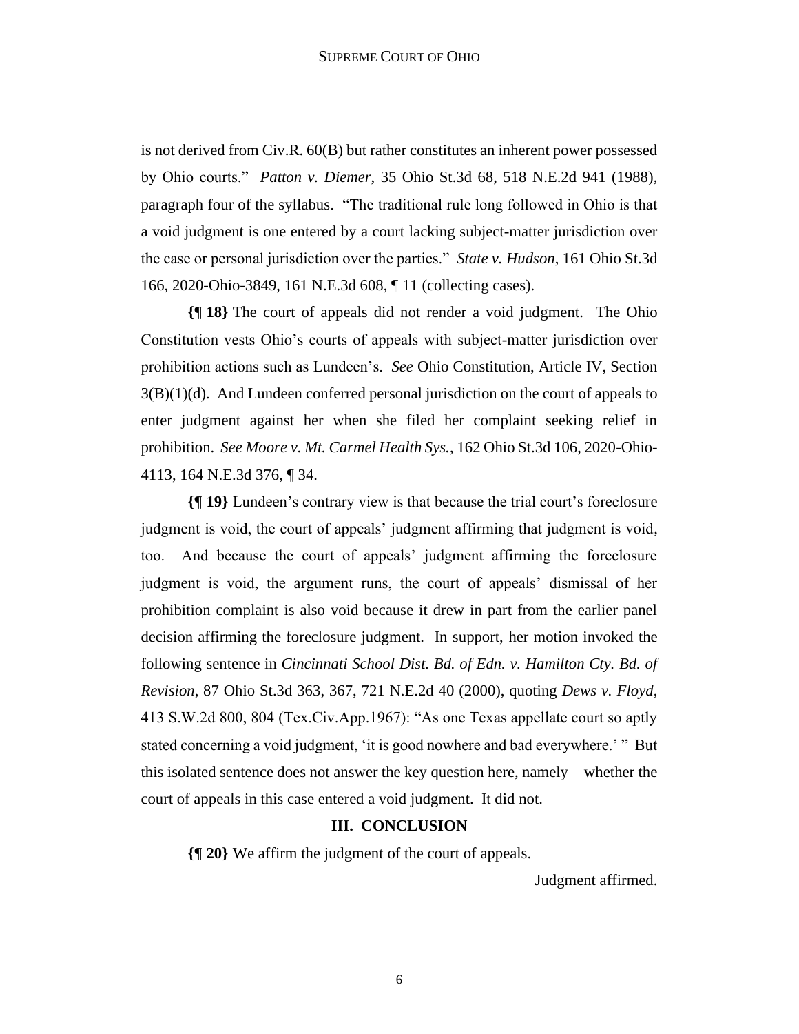is not derived from Civ.R. 60(B) but rather constitutes an inherent power possessed by Ohio courts." *Patton v. Diemer*, 35 Ohio St.3d 68, 518 N.E.2d 941 (1988), paragraph four of the syllabus. "The traditional rule long followed in Ohio is that a void judgment is one entered by a court lacking subject-matter jurisdiction over the case or personal jurisdiction over the parties." *State v. Hudson*, 161 Ohio St.3d 166, 2020-Ohio-3849, 161 N.E.3d 608, ¶ 11 (collecting cases).

**{¶ 18}** The court of appeals did not render a void judgment. The Ohio Constitution vests Ohio's courts of appeals with subject-matter jurisdiction over prohibition actions such as Lundeen's. *See* Ohio Constitution, Article IV, Section 3(B)(1)(d). And Lundeen conferred personal jurisdiction on the court of appeals to enter judgment against her when she filed her complaint seeking relief in prohibition. *See Moore v. Mt. Carmel Health Sys.*, 162 Ohio St.3d 106, 2020-Ohio-4113, 164 N.E.3d 376, ¶ 34.

**{¶ 19}** Lundeen's contrary view is that because the trial court's foreclosure judgment is void, the court of appeals' judgment affirming that judgment is void, too. And because the court of appeals' judgment affirming the foreclosure judgment is void, the argument runs, the court of appeals' dismissal of her prohibition complaint is also void because it drew in part from the earlier panel decision affirming the foreclosure judgment. In support, her motion invoked the following sentence in *Cincinnati School Dist. Bd. of Edn. v. Hamilton Cty. Bd. of Revision*, 87 Ohio St.3d 363, 367, 721 N.E.2d 40 (2000), quoting *Dews v. Floyd*, 413 S.W.2d 800, 804 (Tex.Civ.App.1967): "As one Texas appellate court so aptly stated concerning a void judgment, 'it is good nowhere and bad everywhere.' " But this isolated sentence does not answer the key question here, namely—whether the court of appeals in this case entered a void judgment. It did not.

## III. CONCLUSION

**{¶ 20}** We affirm the judgment of the court of appeals.

Judgment affirmed.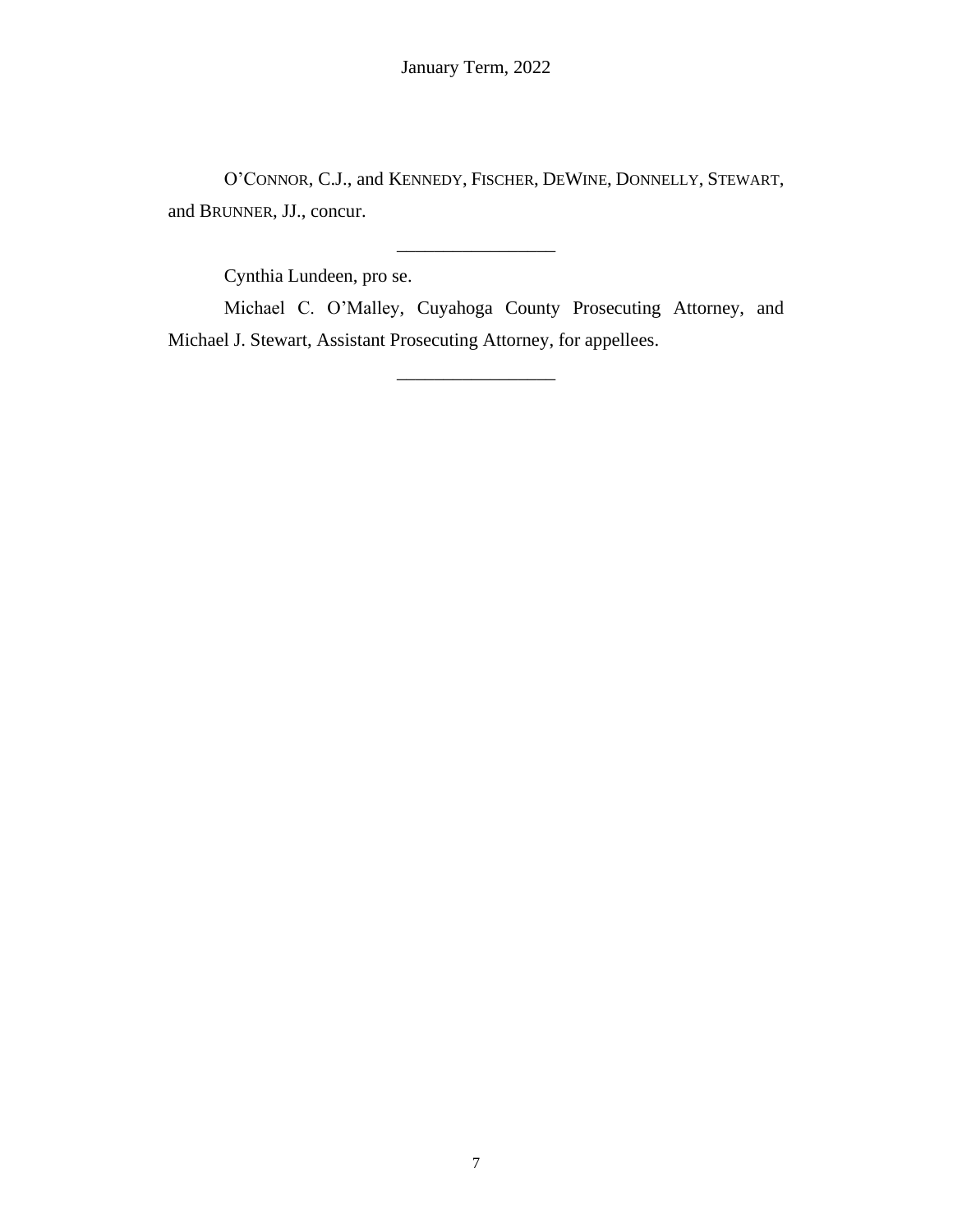O'CONNOR, C.J., and KENNEDY, FISCHER, DEWINE, DONNELLY, STEWART, and BRUNNER, JJ., concur.

_________________

Cynthia Lundeen, pro se.

Michael C. O'Malley, Cuyahoga County Prosecuting Attorney, and Michael J. Stewart, Assistant Prosecuting Attorney, for appellees.

_________________